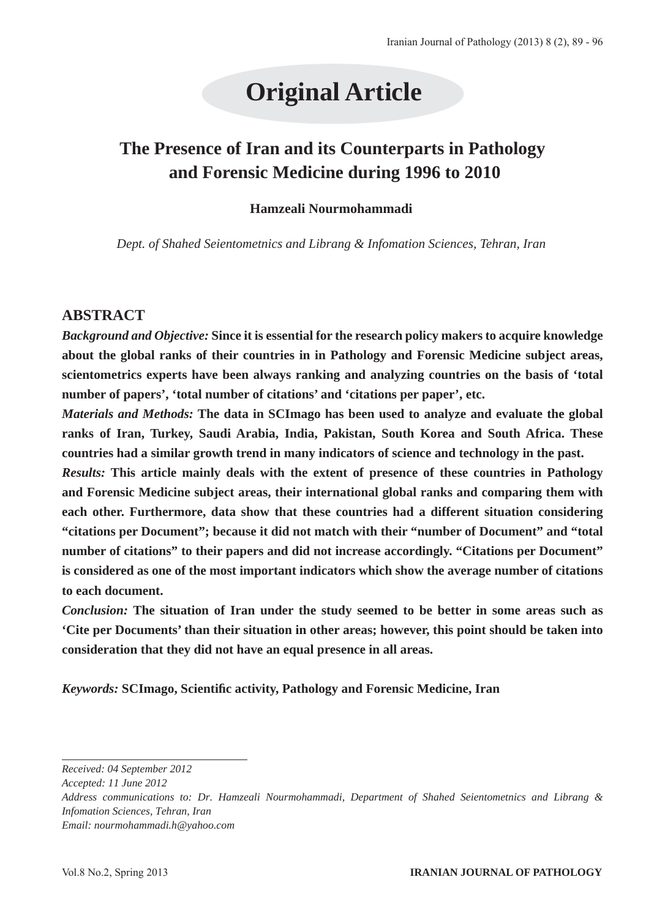# Original Article

# The Presence of Iran and its Counterparts in Pathology and Forensic Medicine during 1996 to 2010

**Hamzeali Nourmohammadi**

*Dept. of Shahed Seientometnics and Librang & Infomation Sciences, Tehran, Iran*

## ABSTRACT

***Background and Objective:*** **Since it is essential for the research policy makers to acquire knowledge about the global ranks of their countries in in Pathology and Forensic Medicine subject areas, scientometrics experts have been always ranking and analyzing countries on the basis of 'total number of papers', 'total number of citations' and 'citations per paper', etc.**

***Materials and Methods:*** **The data in SCImago has been used to analyze and evaluate the global ranks of Iran, Turkey, Saudi Arabia, India, Pakistan, South Korea and South Africa. These countries had a similar growth trend in many indicators of science and technology in the past.**

***Results:*** **This article mainly deals with the extent of presence of these countries in Pathology and Forensic Medicine subject areas, their international global ranks and comparing them with each other. Furthermore, data show that these countries had a different situation considering "citations per Document"; because it did not match with their "number of Document" and "total number of citations" to their papers and did not increase accordingly. "Citations per Document" is considered as one of the most important indicators which show the average number of citations to each document.**

***Conclusion:*** **The situation of Iran under the study seemed to be better in some areas such as 'Cite per Documents' than their situation in other areas; however, this point should be taken into consideration that they did not have an equal presence in all areas.**

***Keywords:*** **SCImago, Scientific activity, Pathology and Forensic Medicine, Iran**

---

*Received: 04 September 2012*
*Accepted: 11 June 2012*
*Address communications to: Dr. Hamzeali Nourmohammadi, Department of Shahed Seientometnics and Librang & Infomation Sciences, Tehran, Iran*
*Email: nourmohammadi.h@yahoo.com*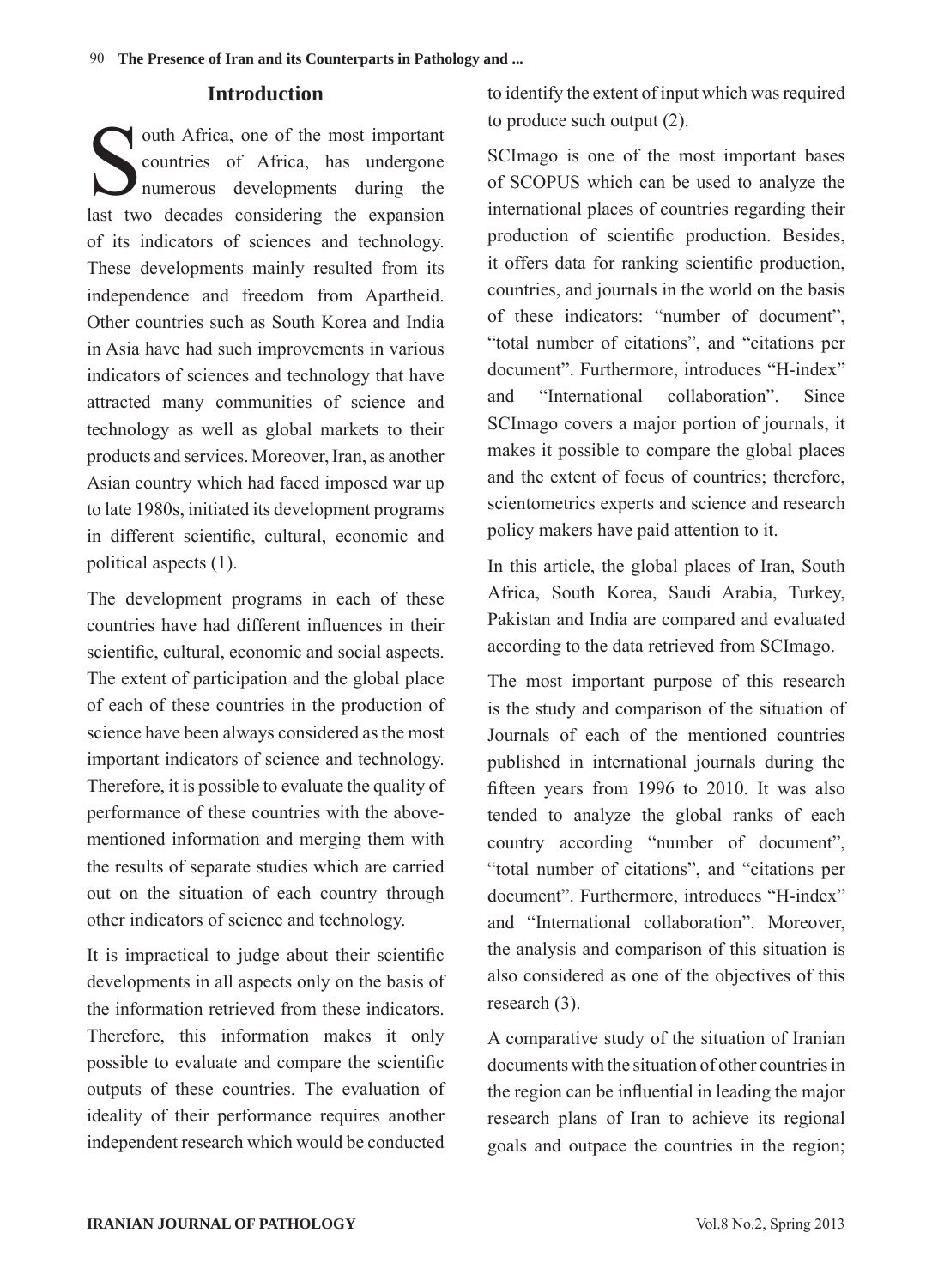## Introduction

South Africa, one of the most important countries of Africa, has undergone numerous developments during the last two decades considering the expansion of its indicators of sciences and technology. These developments mainly resulted from its independence and freedom from Apartheid. Other countries such as South Korea and India in Asia have had such improvements in various indicators of sciences and technology that have attracted many communities of science and technology as well as global markets to their products and services. Moreover, Iran, as another Asian country which had faced imposed war up to late 1980s, initiated its development programs in different scientific, cultural, economic and political aspects (1).

The development programs in each of these countries have had different influences in their scientific, cultural, economic and social aspects. The extent of participation and the global place of each of these countries in the production of science have been always considered as the most important indicators of science and technology. Therefore, it is possible to evaluate the quality of performance of these countries with the above-mentioned information and merging them with the results of separate studies which are carried out on the situation of each country through other indicators of science and technology.

It is impractical to judge about their scientific developments in all aspects only on the basis of the information retrieved from these indicators. Therefore, this information makes it only possible to evaluate and compare the scientific outputs of these countries. The evaluation of ideality of their performance requires another independent research which would be conducted to identify the extent of input which was required to produce such output (2).

SCImago is one of the most important bases of SCOPUS which can be used to analyze the international places of countries regarding their production of scientific production. Besides, it offers data for ranking scientific production, countries, and journals in the world on the basis of these indicators: "number of document", "total number of citations", and "citations per document". Furthermore, introduces "H-index" and "International collaboration". Since SCImago covers a major portion of journals, it makes it possible to compare the global places and the extent of focus of countries; therefore, scientometrics experts and science and research policy makers have paid attention to it.

In this article, the global places of Iran, South Africa, South Korea, Saudi Arabia, Turkey, Pakistan and India are compared and evaluated according to the data retrieved from SCImago.

The most important purpose of this research is the study and comparison of the situation of Journals of each of the mentioned countries published in international journals during the fifteen years from 1996 to 2010. It was also tended to analyze the global ranks of each country according "number of document", "total number of citations", and "citations per document". Furthermore, introduces "H-index" and "International collaboration". Moreover, the analysis and comparison of this situation is also considered as one of the objectives of this research (3).

A comparative study of the situation of Iranian documents with the situation of other countries in the region can be influential in leading the major research plans of Iran to achieve its regional goals and outpace the countries in the region;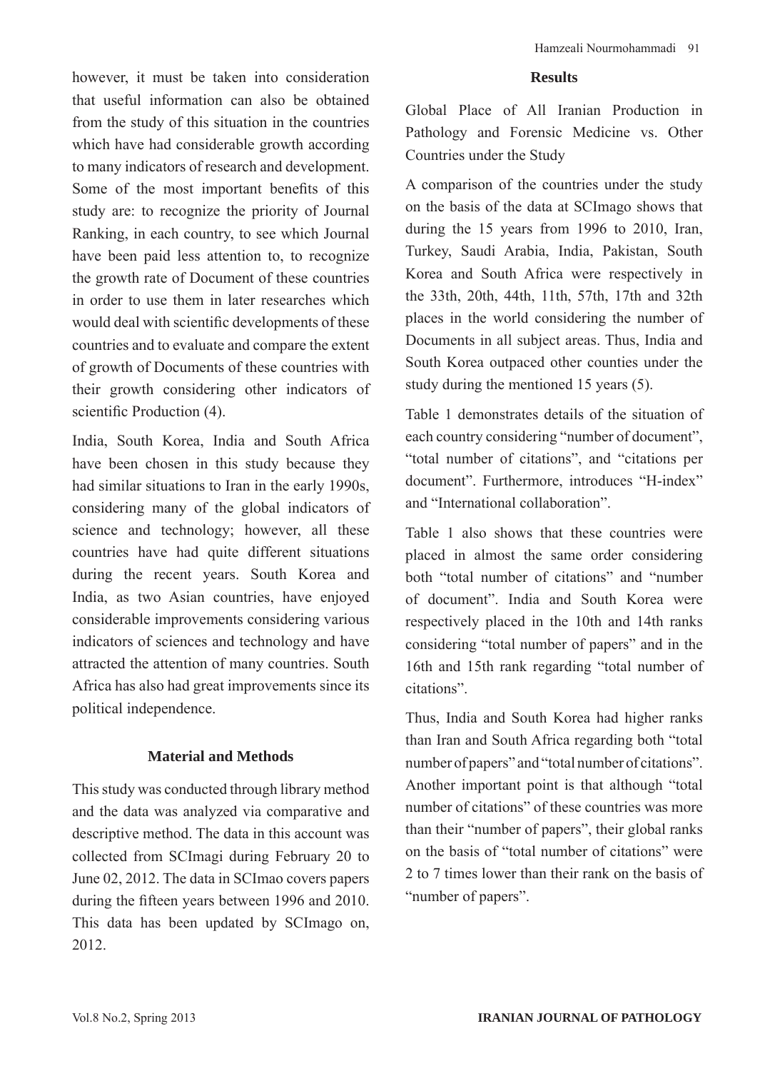however, it must be taken into consideration that useful information can also be obtained from the study of this situation in the countries which have had considerable growth according to many indicators of research and development. Some of the most important benefits of this study are: to recognize the priority of Journal Ranking, in each country, to see which Journal have been paid less attention to, to recognize the growth rate of Document of these countries in order to use them in later researches which would deal with scientific developments of these countries and to evaluate and compare the extent of growth of Documents of these countries with their growth considering other indicators of scientific Production (4).

India, South Korea, India and South Africa have been chosen in this study because they had similar situations to Iran in the early 1990s, considering many of the global indicators of science and technology; however, all these countries have have had quite different situations during the recent years. South Korea and India, as two Asian countries, have enjoyed considerable improvements considering various indicators of sciences and technology and have attracted the attention of many countries. South Africa has also had great improvements since its political independence.

## Material and Methods

This study was conducted through library method and the data was analyzed via comparative and descriptive method. The data in this account was collected from SCImagi during February 20 to June 02, 2012. The data in SCImao covers papers during the fifteen years between 1996 and 2010. This data has been updated by SCImago on, 2012.

## Results

Global Place of All Iranian Production in Pathology and Forensic Medicine vs. Other Countries under the Study

A comparison of the countries under the study on the basis of the data at SCImago shows that during the 15 years from 1996 to 2010, Iran, Turkey, Saudi Arabia, India, Pakistan, South Korea and South Africa were respectively in the 33th, 20th, 44th, 11th, 57th, 17th and 32th places in the world considering the number of Documents in all subject areas. Thus, India and South Korea outpaced other counties under the study during the mentioned 15 years (5).

Table 1 demonstrates details of the situation of each country considering "number of document", "total number of citations", and "citations per document". Furthermore, introduces "H-index" and "International collaboration".

Table 1 also shows that these countries were placed in almost the same order considering both "total number of citations" and "number of document". India and South Korea were respectively placed in the 10th and 14th ranks considering "total number of papers" and in the 16th and 15th rank regarding "total number of citations".

Thus, India and South Korea had higher ranks than Iran and South Africa regarding both "total number of papers" and "total number of citations". Another important point is that although "total number of citations" of these countries was more than their "number of papers", their global ranks on the basis of "total number of citations" were 2 to 7 times lower than their rank on the basis of "number of papers".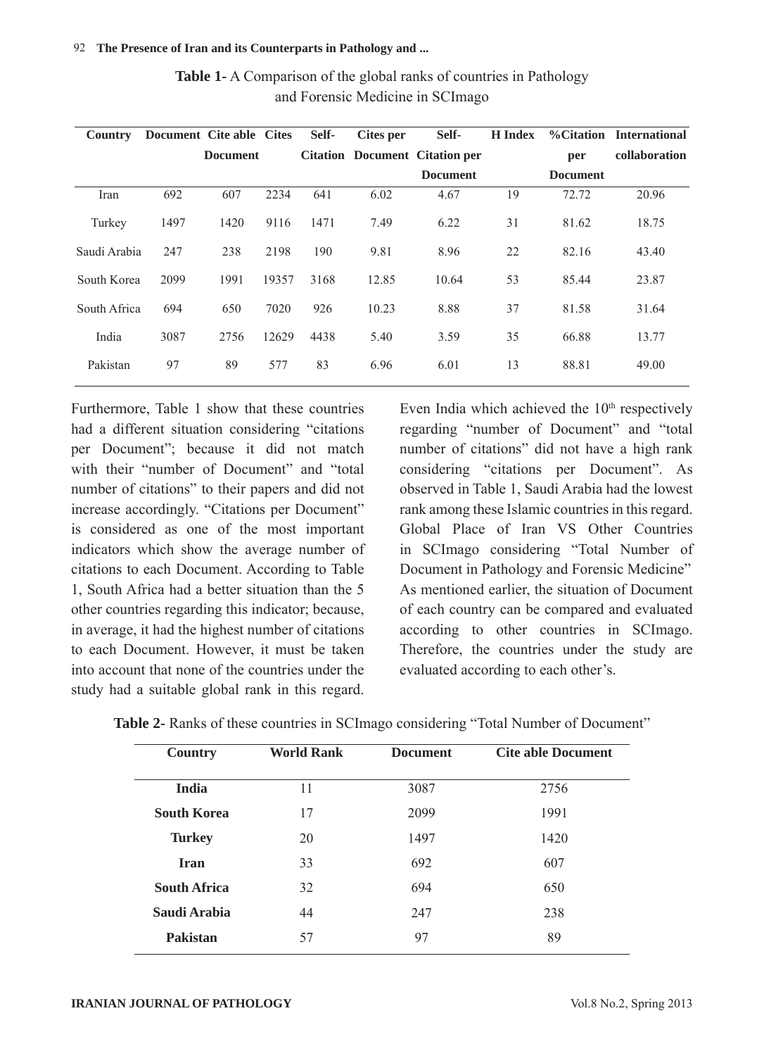**Table 1**- A Comparison of the global ranks of countries in Pathology and Forensic Medicine in SCImago

| Country | Document | Cite able Document | Cites | Self-Citation | Cites per Document | Self-Citation per Document | H Index | %Citation per Document | International collaboration |
|---|---|---|---|---|---|---|---|---|---|
| Iran | 692 | 607 | 2234 | 641 | 6.02 | 4.67 | 19 | 72.72 | 20.96 |
| Turkey | 1497 | 1420 | 9116 | 1471 | 7.49 | 6.22 | 31 | 81.62 | 18.75 |
| Saudi Arabia | 247 | 238 | 2198 | 190 | 9.81 | 8.96 | 22 | 82.16 | 43.40 |
| South Korea | 2099 | 1991 | 19357 | 3168 | 12.85 | 10.64 | 53 | 85.44 | 23.87 |
| South Africa | 694 | 650 | 7020 | 926 | 10.23 | 8.88 | 37 | 81.58 | 31.64 |
| India | 3087 | 2756 | 12629 | 4438 | 5.40 | 3.59 | 35 | 66.88 | 13.77 |
| Pakistan | 97 | 89 | 577 | 83 | 6.96 | 6.01 | 13 | 88.81 | 49.00 |

Furthermore, Table 1 show that these countries had a different situation considering "citations per Document"; because it did not match with their "number of Document" and "total number of citations" to their papers and did not increase accordingly. "Citations per Document" is considered as one of the most important indicators which show the average number of citations to each Document. According to Table 1, South Africa had a better situation than the 5 other countries regarding this indicator; because, in average, it had the highest number of citations to each Document. However, it must be taken into account that none of the countries under the study had a suitable global rank in this regard. Even India which achieved the 10th respectively regarding "number of Document" and "total number of citations" did not have a high rank considering "citations per Document". As observed in Table 1, Saudi Arabia had the lowest rank among these Islamic countries in this regard.

Global Place of Iran VS Other Countries in SCImago considering "Total Number of Document in Pathology and Forensic Medicine"

As mentioned earlier, the situation of Document of each country can be compared and evaluated according to other countries in SCImago. Therefore, the countries under the study are evaluated according to each other's.

**Table 2**- Ranks of these countries in SCImago considering "Total Number of Document"

| Country | World Rank | Document | Cite able Document |
|---|---|---|---|
| **India** | 11 | 3087 | 2756 |
| **South Korea** | 17 | 2099 | 1991 |
| **Turkey** | 20 | 1497 | 1420 |
| **Iran** | 33 | 692 | 607 |
| **South Africa** | 32 | 694 | 650 |
| **Saudi Arabia** | 44 | 247 | 238 |
| **Pakistan** | 57 | 97 | 89 |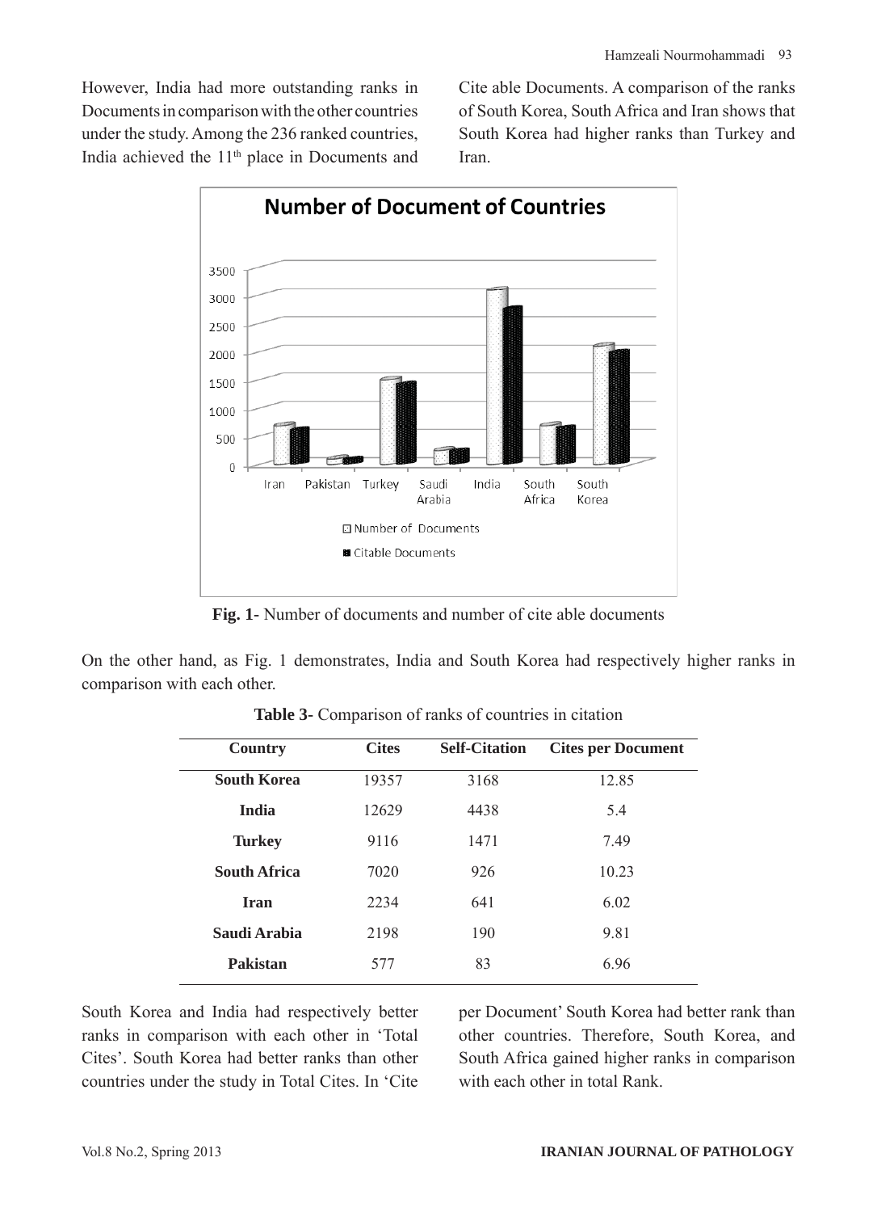However, India had more outstanding ranks in Documents in comparison with the other countries under the study. Among the 236 ranked countries, India achieved the 11th place in Documents and Cite able Documents. A comparison of the ranks of South Korea, South Africa and Iran shows that South Korea had higher ranks than Turkey and Iran.

**Fig. 1**- Number of documents and number of cite able documents

On the other hand, as Fig. 1 demonstrates, India and South Korea had respectively higher ranks in comparison with each other.

**Table 3**- Comparison of ranks of countries in citation

| Country | Cites | Self-Citation | Cites per Document |
|---|---|---|---|
| **South Korea** | 19357 | 3168 | 12.85 |
| **India** | 12629 | 4438 | 5.4 |
| **Turkey** | 9116 | 1471 | 7.49 |
| **South Africa** | 7020 | 926 | 10.23 |
| **Iran** | 2234 | 641 | 6.02 |
| **Saudi Arabia** | 2198 | 190 | 9.81 |
| **Pakistan** | 577 | 83 | 6.96 |

South Korea and India had respectively better ranks in comparison with each other in 'Total Cites'. South Korea had better ranks than other countries under the study in Total Cites. In 'Cite per Document' South Korea had better rank than other countries. Therefore, South Korea, and South Africa gained higher ranks in comparison with each other in total Rank.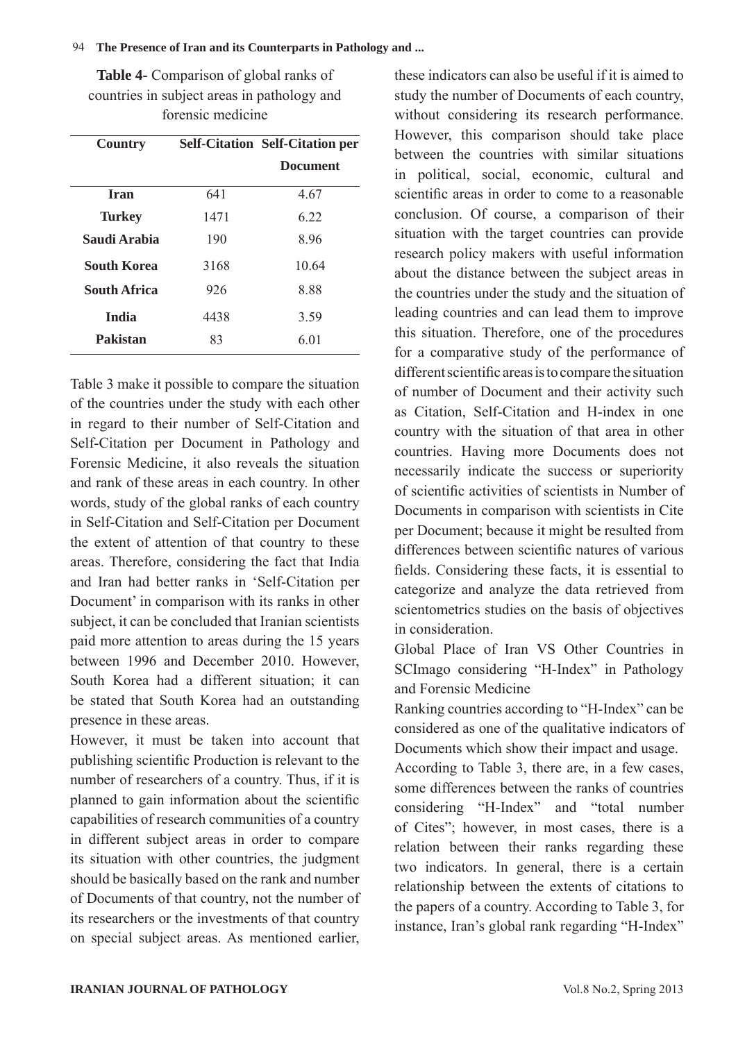**Table 4-** Comparison of global ranks of countries in subject areas in pathology and forensic medicine

| Country | Self-Citation | Self-Citation per Document |
|---|---|---|
| **Iran** | 641 | 4.67 |
| **Turkey** | 1471 | 6.22 |
| **Saudi Arabia** | 190 | 8.96 |
| **South Korea** | 3168 | 10.64 |
| **South Africa** | 926 | 8.88 |
| **India** | 4438 | 3.59 |
| **Pakistan** | 83 | 6.01 |

Table 3 make it possible to compare the situation of the countries under the study with each other in regard to their number of Self-Citation and Self-Citation per Document in Pathology and Forensic Medicine, it also reveals the situation and rank of these areas in each country. In other words, study of the global ranks of each country in Self-Citation and Self-Citation per Document the extent of attention of that country to these areas. Therefore, considering the fact that India and Iran had better ranks in 'Self-Citation per Document' in comparison with its ranks in other subject, it can be concluded that Iranian scientists paid more attention to areas during the 15 years between 1996 and December 2010. However, South Korea had a different situation; it can be stated that South Korea had an outstanding presence in these areas.

However, it must be taken into account that publishing scientific Production is relevant to the number of researchers of a country. Thus, if it is planned to gain information about the scientific capabilities of research communities of a country in different subject areas in order to compare its situation with other countries, the judgment should be basically based on the rank and number of Documents of that country, not the number of its researchers or the investments of that country on special subject areas. As mentioned earlier, these indicators can also be useful if it is aimed to study the number of Documents of each country, without considering its research performance. However, this comparison should take place between the countries with similar situations in political, social, economic, cultural and scientific areas in order to come to a reasonable conclusion. Of course, a comparison of their situation with the target countries can provide research policy makers with useful information about the distance between the subject areas in the countries under the study and the situation of leading countries and can lead them to improve this situation. Therefore, one of the procedures for a comparative study of the performance of different scientific areas is to compare the situation of number of Document and their activity such as Citation, Self-Citation and H-index in one country with the situation of that area in other countries. Having more Documents does not necessarily indicate the success or superiority of scientific activities of scientists in Number of Documents in comparison with scientists in Cite per Document; because it might be resulted from differences between scientific natures of various fields. Considering these facts, it is essential to categorize and analyze the data retrieved from scientometrics studies on the basis of objectives in consideration.

Global Place of Iran VS Other Countries in SCImago considering "H-Index" in Pathology and Forensic Medicine

Ranking countries according to "H-Index" can be considered as one of the qualitative indicators of Documents which show their impact and usage.

According to Table 3, there are, in a few cases, some differences between the ranks of countries considering "H-Index" and "total number of Cites"; however, in most cases, there is a relation between their ranks regarding these two indicators. In general, there is a certain relationship between the extents of citations to the papers of a country. According to Table 3, for instance, Iran's global rank regarding "H-Index"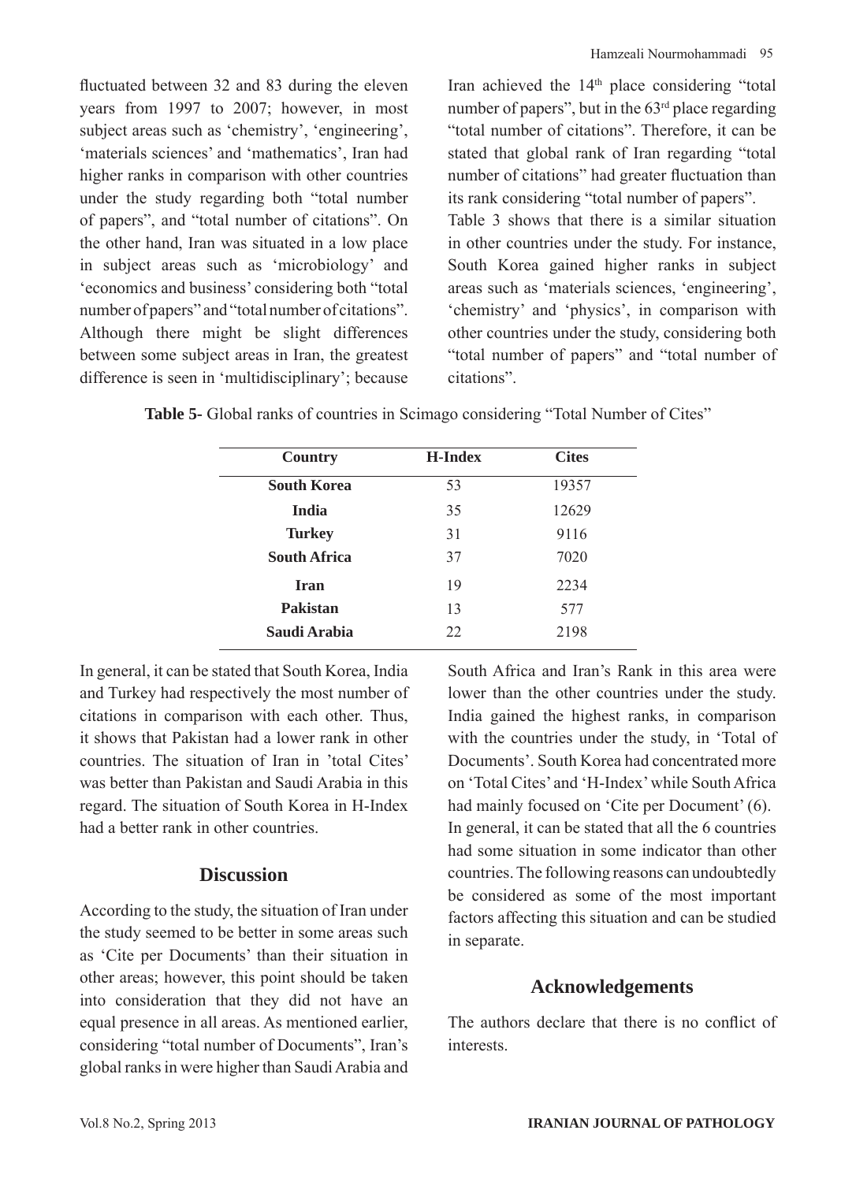fluctuated between 32 and 83 during the eleven years from 1997 to 2007; however, in most subject areas such as 'chemistry', 'engineering', 'materials sciences' and 'mathematics', Iran had higher ranks in comparison with other countries under the study regarding both "total number of papers", and "total number of citations". On the other hand, Iran was situated in a low place in subject areas such as 'microbiology' and 'economics and business' considering both "total number of papers" and "total number of citations". Although there might be slight differences between some subject areas in Iran, the greatest difference is seen in 'multidisciplinary'; because Iran achieved the 14th place considering "total number of papers", but in the 63rd place regarding "total number of citations". Therefore, it can be stated that global rank of Iran regarding "total number of citations" had greater fluctuation than its rank considering "total number of papers".

Table 3 shows that there is a similar situation in other countries under the study. For instance, South Korea gained higher ranks in subject areas such as 'materials sciences, 'engineering', 'chemistry' and 'physics', in comparison with other countries under the study, considering both "total number of papers" and "total number of citations".

**Table 5-** Global ranks of countries in Scimago considering "Total Number of Cites"

| Country | H-Index | Cites |
|---|---|---|
| **South Korea** | 53 | 19357 |
| **India** | 35 | 12629 |
| **Turkey** | 31 | 9116 |
| **South Africa** | 37 | 7020 |
| **Iran** | 19 | 2234 |
| **Pakistan** | 13 | 577 |
| **Saudi Arabia** | 22 | 2198 |

In general, it can be stated that South Korea, India and Turkey had respectively the most number of citations in comparison with each other. Thus, it shows that Pakistan had a lower rank in other countries. The situation of Iran in 'total Cites' was better than Pakistan and Saudi Arabia in this regard. The situation of South Korea in H-Index had a better rank in other countries.

## Discussion

According to the study, the situation of Iran under the study seemed to be better in some areas such as 'Cite per Documents' than their situation in other areas; however, this point should be taken into consideration that they did not have an equal presence in all areas. As mentioned earlier, considering "total number of Documents", Iran's global ranks in were higher than Saudi Arabia and South Africa and Iran's Rank in this area were lower than the other countries under the study. India gained the highest ranks, in comparison with the countries under the study, in 'Total of Documents'. South Korea had concentrated more on 'Total Cites' and 'H-Index' while South Africa had mainly focused on 'Cite per Document' (6).

In general, it can be stated that all the 6 countries had some situation in some indicator than other countries. The following reasons can undoubtedly be considered as some of the most important factors affecting this situation and can be studied in separate.

## Acknowledgements

The authors declare that there is no conflict of interests.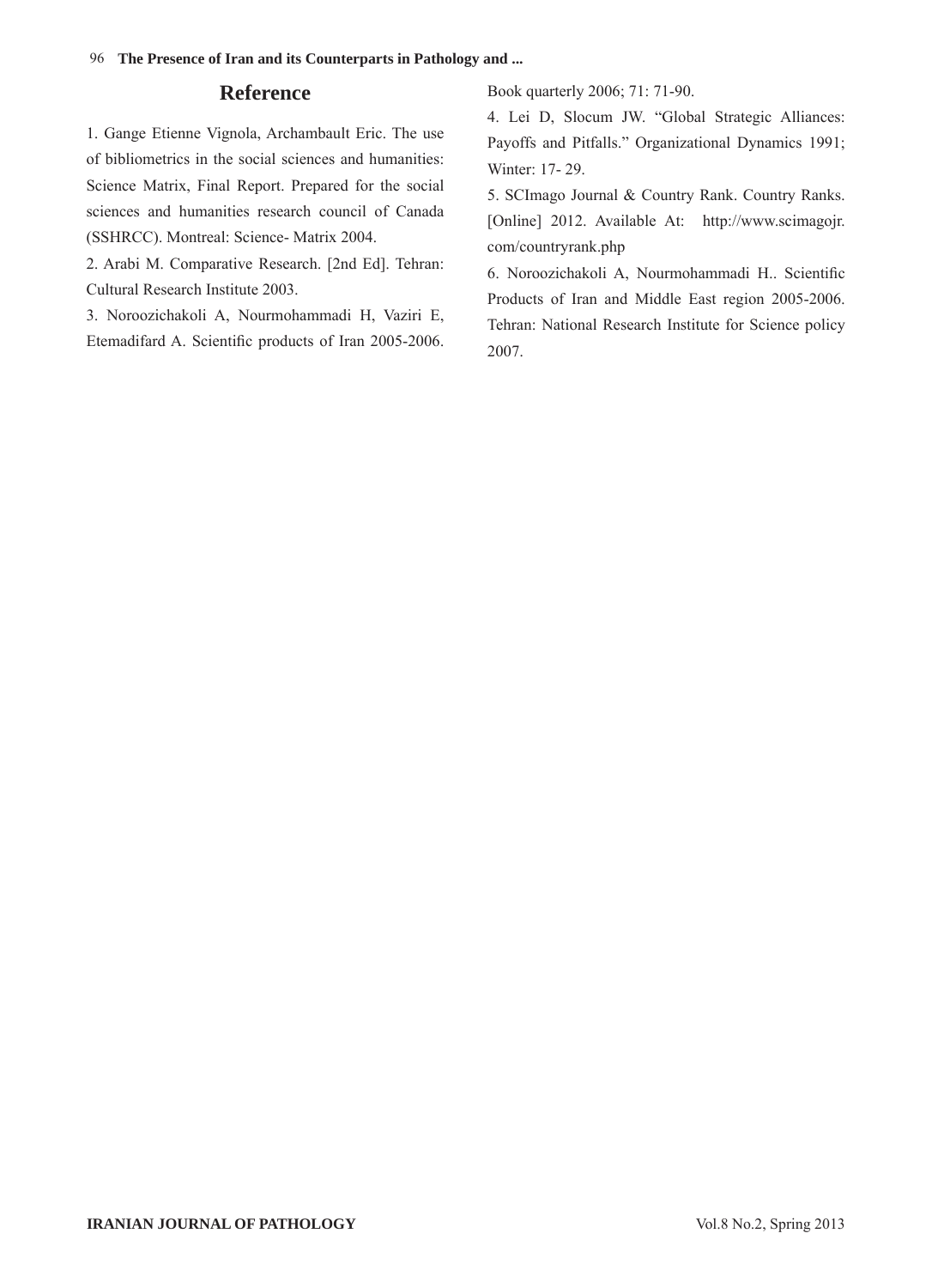## Reference

1. Gange Etienne Vignola, Archambault Eric. The use of bibliometrics in the social sciences and humanities: Science Matrix, Final Report. Prepared for the social sciences and humanities research council of Canada (SSHRCC). Montreal: Science- Matrix 2004.

2. Arabi M. Comparative Research. [2nd Ed]. Tehran: Cultural Research Institute 2003.

3. Noroozichakoli A, Nourmohammadi H, Vaziri E, Etemadifard A. Scientific products of Iran 2005-2006. Book quarterly 2006; 71: 71-90.

4. Lei D, Slocum JW. “Global Strategic Alliances: Payoffs and Pitfalls.” Organizational Dynamics 1991; Winter: 17- 29.

5. SCImago Journal & Country Rank. Country Ranks. [Online] 2012. Available At: http://www.scimagojr.com/countryrank.php

6. Noroozichakoli A, Nourmohammadi H.. Scientific Products of Iran and Middle East region 2005-2006. Tehran: National Research Institute for Science policy 2007.